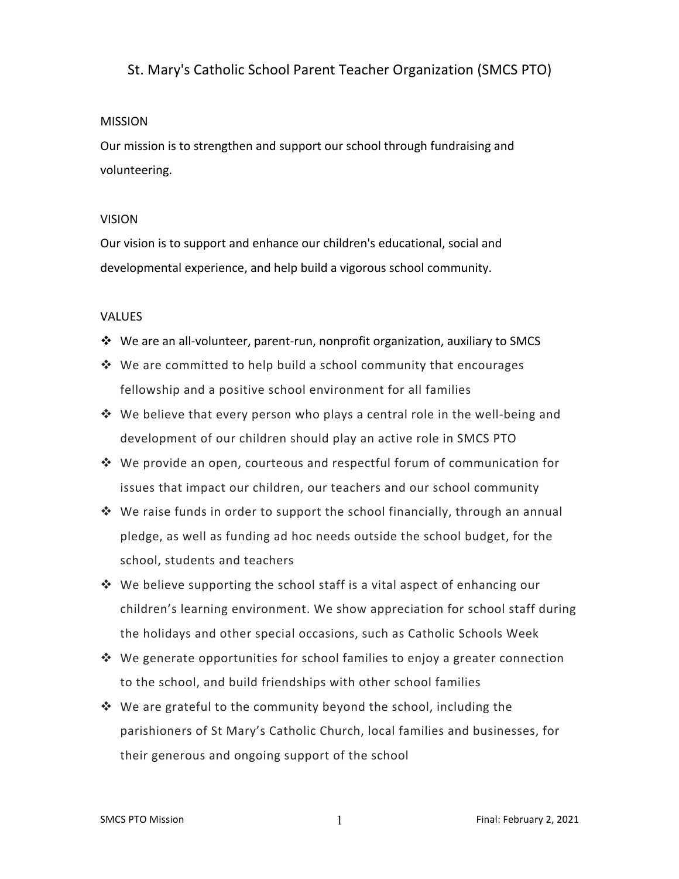# St. Mary's Catholic School Parent Teacher Organization (SMCS PTO)

## MISSION

Our mission is to strengthen and support our school through fundraising and volunteering.

## VISION

Our vision is to support and enhance our children's educational, social and developmental experience, and help build a vigorous school community.

## VALUES

- We are an all-volunteer, parent-run, nonprofit organization, auxiliary to SMCS
- We are committed to help build a school community that encourages fellowship and a positive school environment for all families
- We believe that every person who plays a central role in the well-being and development of our children should play an active role in SMCS PTO
- We provide an open, courteous and respectful forum of communication for issues that impact our children, our teachers and our school community
- We raise funds in order to support the school financially, through an annual pledge, as well as funding ad hoc needs outside the school budget, for the school, students and teachers
- We believe supporting the school staff is a vital aspect of enhancing our children's learning environment. We show appreciation for school staff during the holidays and other special occasions, such as Catholic Schools Week
- We generate opportunities for school families to enjoy a greater connection to the school, and build friendships with other school families
- We are grateful to the community beyond the school, including the parishioners of St Mary's Catholic Church, local families and businesses, for their generous and ongoing support of the school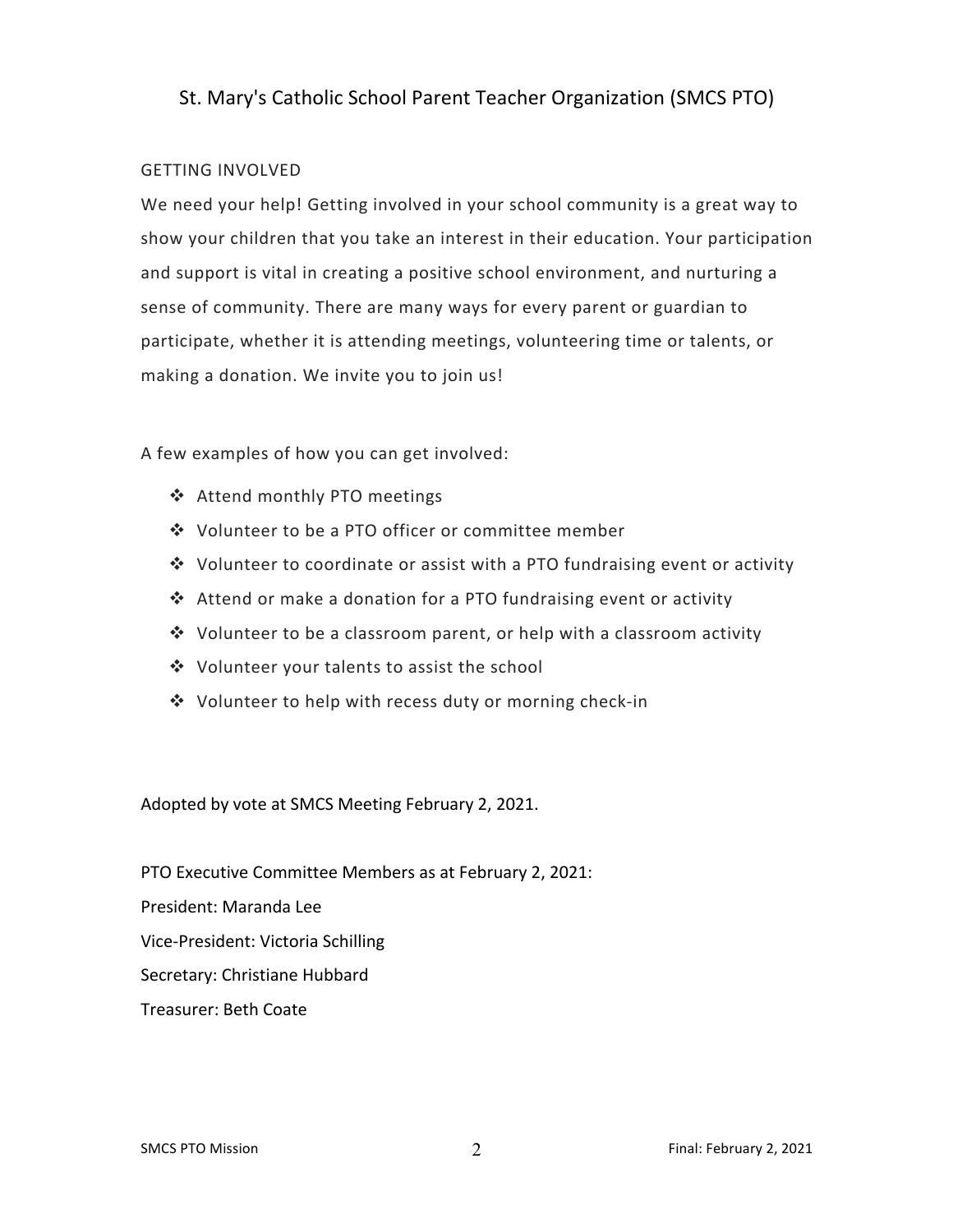# St. Mary's Catholic School Parent Teacher Organization (SMCS PTO)

## GETTING INVOLVED

We need your help! Getting involved in your school community is a great way to show your children that you take an interest in their education. Your participation and support is vital in creating a positive school environment, and nurturing a sense of community. There are many ways for every parent or guardian to participate, whether it is attending meetings, volunteering time or talents, or making a donation. We invite you to join us!

A few examples of how you can get involved:

- Attend monthly PTO meetings
- Volunteer to be a PTO officer or committee member
- Volunteer to coordinate or assist with a PTO fundraising event or activity
- Attend or make a donation for a PTO fundraising event or activity
- Volunteer to be a classroom parent, or help with a classroom activity
- Volunteer your talents to assist the school
- Volunteer to help with recess duty or morning check-in

Adopted by vote at SMCS Meeting February 2, 2021.

PTO Executive Committee Members as at February 2, 2021:

President: Maranda Lee

Vice-President: Victoria Schilling

Secretary: Christiane Hubbard

Treasurer: Beth Coate